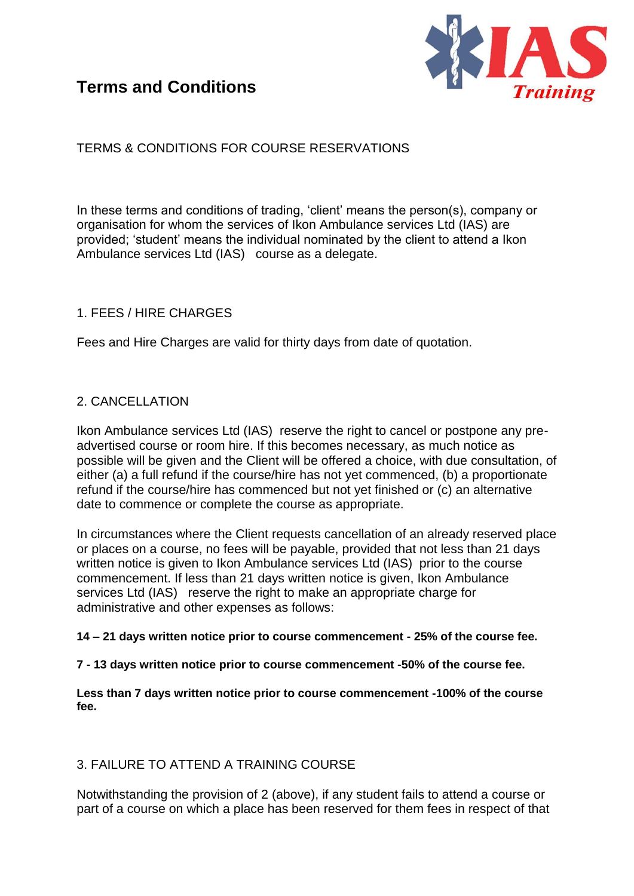# Terms and Conditions

TERMS & CONDITIONS FOR COURSE RESERVATIONS

In these terms and conditions of trading, 'client' means the person(s), company or organisation for whom the services of Ikon Ambulance services Ltd (IAS) are provided; 'student' means the individual nominated by the client to attend a Ikon Ambulance services Ltd (IAS) course as a delegate.

## 1. FEES / HIRE CHARGES

Fees and Hire Charges are valid for thirty days from date of quotation.

## 2. CANCELLATION

Ikon Ambulance services Ltd (IAS) reserve the right to cancel or postpone any pre-advertised course or room hire. If this becomes necessary, as much notice as possible will be given and the Client will be offered a choice, with due consultation, of either (a) a full refund if the course/hire has not yet commenced, (b) a proportionate refund if the course/hire has commenced but not yet finished or (c) an alternative date to commence or complete the course as appropriate.

In circumstances where the Client requests cancellation of an already reserved place or places on a course, no fees will be payable, provided that not less than 21 days written notice is given to Ikon Ambulance services Ltd (IAS) prior to the course commencement. If less than 21 days written notice is given, Ikon Ambulance services Ltd (IAS) reserve the right to make an appropriate charge for administrative and other expenses as follows:

**14 – 21 days written notice prior to course commencement - 25% of the course fee.**

**7 - 13 days written notice prior to course commencement -50% of the course fee.**

**Less than 7 days written notice prior to course commencement -100% of the course fee.**

## 3. FAILURE TO ATTEND A TRAINING COURSE

Notwithstanding the provision of 2 (above), if any student fails to attend a course or part of a course on which a place has been reserved for them fees in respect of that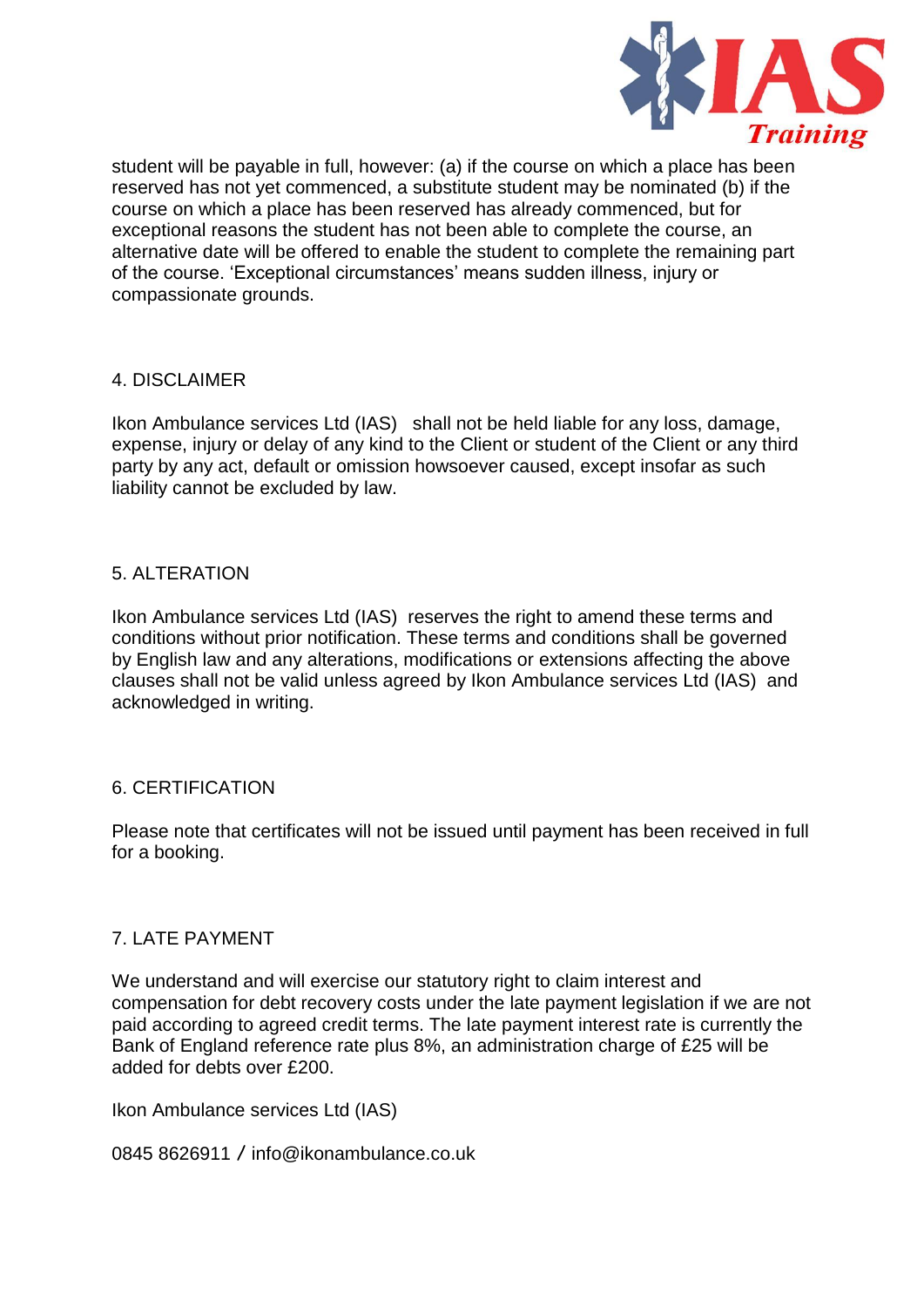student will be payable in full, however: (a) if the course on which a place has been reserved has not yet commenced, a substitute student may be nominated (b) if the course on which a place has been reserved has already commenced, but for exceptional reasons the student has not been able to complete the course, an alternative date will be offered to enable the student to complete the remaining part of the course. 'Exceptional circumstances' means sudden illness, injury or compassionate grounds.

## 4. DISCLAIMER

Ikon Ambulance services Ltd (IAS) shall not be held liable for any loss, damage, expense, injury or delay of any kind to the Client or student of the Client or any third party by any act, default or omission howsoever caused, except insofar as such liability cannot be excluded by law.

## 5. ALTERATION

Ikon Ambulance services Ltd (IAS) reserves the right to amend these terms and conditions without prior notification. These terms and conditions shall be governed by English law and any alterations, modifications or extensions affecting the above clauses shall not be valid unless agreed by Ikon Ambulance services Ltd (IAS) and acknowledged in writing.

## 6. CERTIFICATION

Please note that certificates will not be issued until payment has been received in full for a booking.

## 7. LATE PAYMENT

We understand and will exercise our statutory right to claim interest and compensation for debt recovery costs under the late payment legislation if we are not paid according to agreed credit terms. The late payment interest rate is currently the Bank of England reference rate plus 8%, an administration charge of £25 will be added for debts over £200.

Ikon Ambulance services Ltd (IAS)

0845 8626911 / info@ikonambulance.co.uk